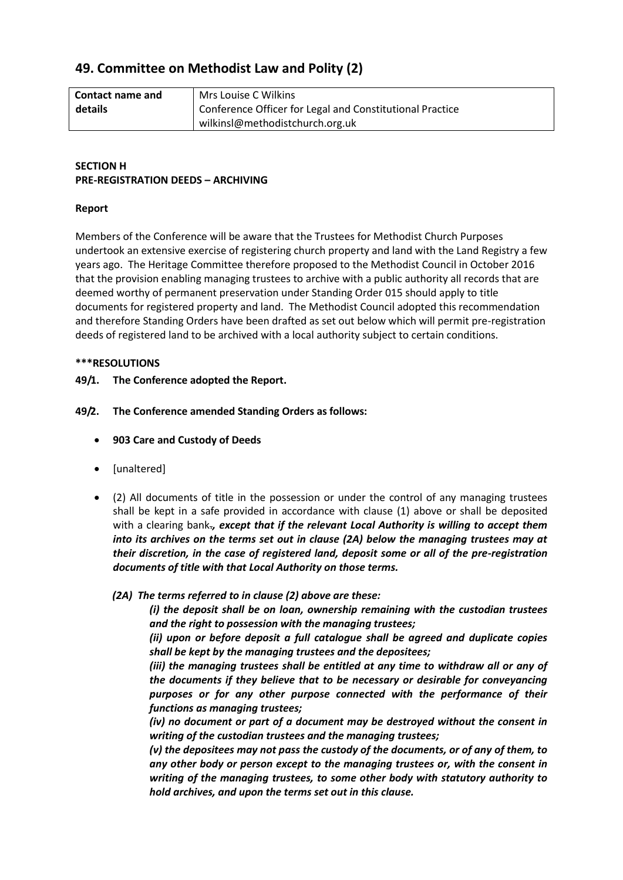# 49. Committee on Methodist Law and Polity (2)

| Contact name and details | Mrs Louise C Wilkins<br>Conference Officer for Legal and Constitutional Practice<br>wilkinsl@methodistchurch.org.uk |
|---|---|

**SECTION H**
**PRE-REGISTRATION DEEDS – ARCHIVING**

**Report**

Members of the Conference will be aware that the Trustees for Methodist Church Purposes undertook an extensive exercise of registering church property and land with the Land Registry a few years ago. The Heritage Committee therefore proposed to the Methodist Council in October 2016 that the provision enabling managing trustees to archive with a public authority all records that are deemed worthy of permanent preservation under Standing Order 015 should apply to title documents for registered property and land. The Methodist Council adopted this recommendation and therefore Standing Orders have been drafted as set out below which will permit pre-registration deeds of registered land to be archived with a local authority subject to certain conditions.

**\*\*\*RESOLUTIONS**

**49/1. The Conference adopted the Report.**

**49/2. The Conference amended Standing Orders as follows:**

- **903 Care and Custody of Deeds**
- [unaltered]
- (2) All documents of title in the possession or under the control of any managing trustees shall be kept in a safe provided in accordance with clause (1) above or shall be deposited with a clearing bank~~.~~***, except that if the relevant Local Authority is willing to accept them into its archives on the terms set out in clause (2A) below the managing trustees may at their discretion, in the case of registered land, deposit some or all of the pre-registration documents of title with that Local Authority on those terms.***

  ***(2A) The terms referred to in clause (2) above are these:***

  ***(i) the deposit shall be on loan, ownership remaining with the custodian trustees and the right to possession with the managing trustees;***

  ***(ii) upon or before deposit a full catalogue shall be agreed and duplicate copies shall be kept by the managing trustees and the depositees;***

  ***(iii) the managing trustees shall be entitled at any time to withdraw all or any of the documents if they believe that to be necessary or desirable for conveyancing purposes or for any other purpose connected with the performance of their functions as managing trustees;***

  ***(iv) no document or part of a document may be destroyed without the consent in writing of the custodian trustees and the managing trustees;***

  ***(v) the depositees may not pass the custody of the documents, or of any of them, to any other body or person except to the managing trustees or, with the consent in writing of the managing trustees, to some other body with statutory authority to hold archives, and upon the terms set out in this clause.***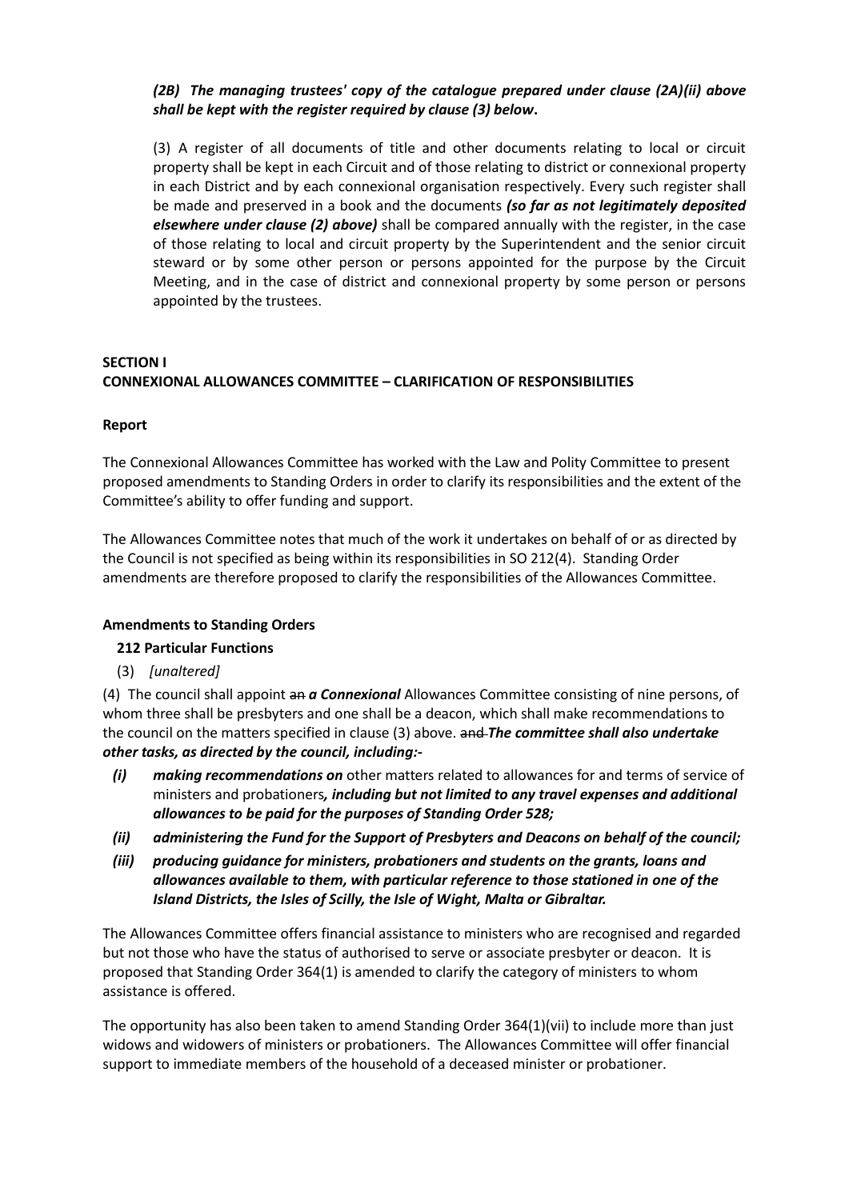***(2B) The managing trustees' copy of the catalogue prepared under clause (2A)(ii) above shall be kept with the register required by clause (3) below*.**

(3) A register of all documents of title and other documents relating to local or circuit property shall be kept in each Circuit and of those relating to district or connexional property in each District and by each connexional organisation respectively. Every such register shall be made and preserved in a book and the documents ***(so far as not legitimately deposited elsewhere under clause (2) above)*** shall be compared annually with the register, in the case of those relating to local and circuit property by the Superintendent and the senior circuit steward or by some other person or persons appointed for the purpose by the Circuit Meeting, and in the case of district and connexional property by some person or persons appointed by the trustees.

## SECTION I
## CONNEXIONAL ALLOWANCES COMMITTEE – CLARIFICATION OF RESPONSIBILITIES

### Report

The Connexional Allowances Committee has worked with the Law and Polity Committee to present proposed amendments to Standing Orders in order to clarify its responsibilities and the extent of the Committee's ability to offer funding and support.

The Allowances Committee notes that much of the work it undertakes on behalf of or as directed by the Council is not specified as being within its responsibilities in SO 212(4). Standing Order amendments are therefore proposed to clarify the responsibilities of the Allowances Committee.

### Amendments to Standing Orders

**212 Particular Functions**

(3) *[unaltered]*

(4) The council shall appoint ~~an~~ ***a Connexional*** Allowances Committee consisting of nine persons, of whom three shall be presbyters and one shall be a deacon, which shall make recommendations to the council on the matters specified in clause (3) above. ~~and~~ ***The committee shall also undertake other tasks, as directed by the council, including:-***

- ***(i)*** ***making recommendations on*** other matters related to allowances for and terms of service of ministers and probationers***, including but not limited to any travel expenses and additional allowances to be paid for the purposes of Standing Order 528;***
- ***(ii)*** ***administering the Fund for the Support of Presbyters and Deacons on behalf of the council;***
- ***(iii)*** ***producing guidance for ministers, probationers and students on the grants, loans and allowances available to them, with particular reference to those stationed in one of the Island Districts, the Isles of Scilly, the Isle of Wight, Malta or Gibraltar.***

The Allowances Committee offers financial assistance to ministers who are recognised and regarded but not those who have the status of authorised to serve or associate presbyter or deacon. It is proposed that Standing Order 364(1) is amended to clarify the category of ministers to whom assistance is offered.

The opportunity has also been taken to amend Standing Order 364(1)(vii) to include more than just widows and widowers of ministers or probationers. The Allowances Committee will offer financial support to immediate members of the household of a deceased minister or probationer.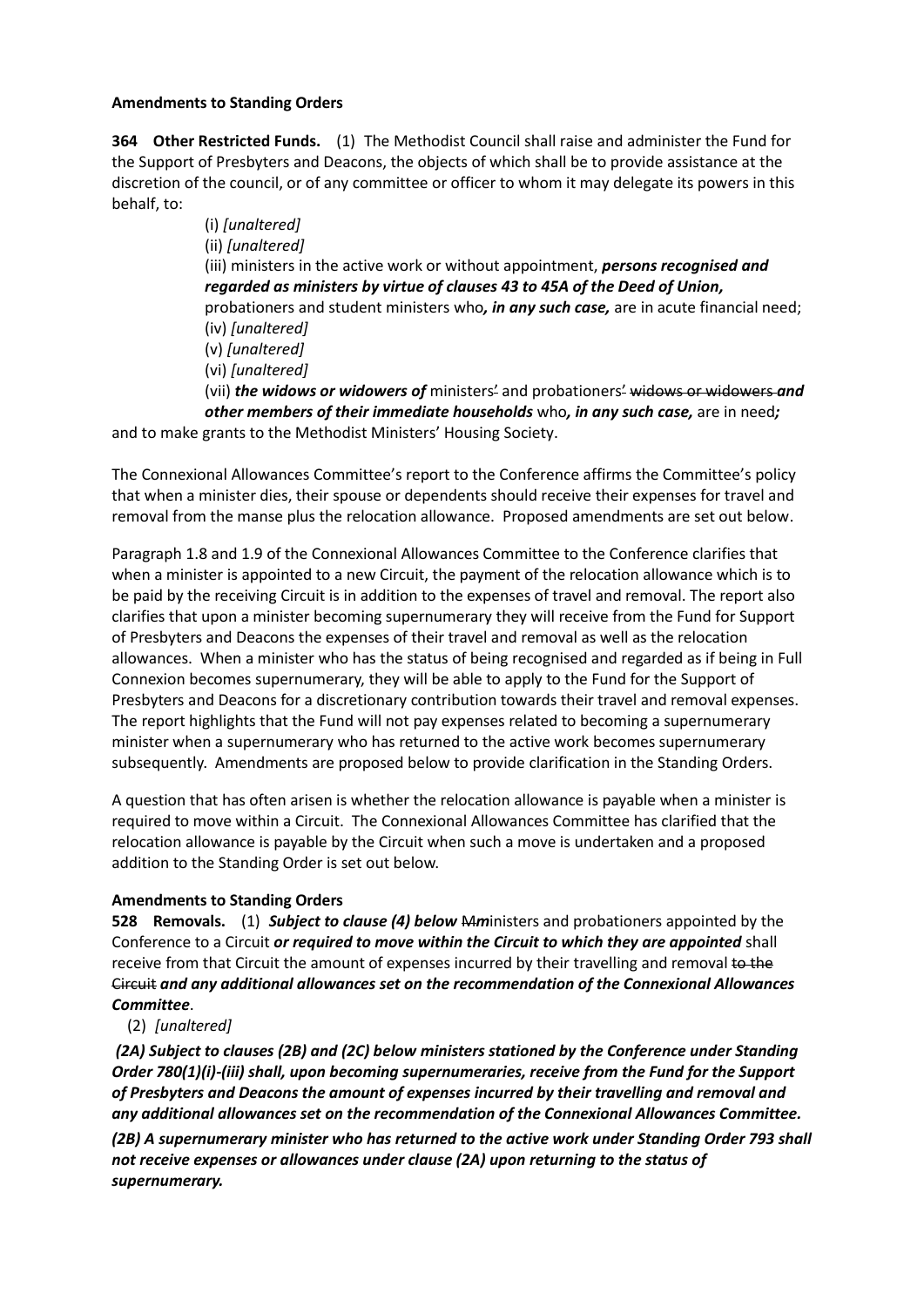**Amendments to Standing Orders**

**364 Other Restricted Funds.** (1) The Methodist Council shall raise and administer the Fund for the Support of Presbyters and Deacons, the objects of which shall be to provide assistance at the discretion of the council, or of any committee or officer to whom it may delegate its powers in this behalf, to:

(i) *[unaltered]*
(ii) *[unaltered]*
(iii) ministers in the active work or without appointment, ***persons recognised and regarded as ministers by virtue of clauses 43 to 45A of the Deed of Union,*** probationers and student ministers who***, in any such case,*** are in acute financial need;
(iv) *[unaltered]*
(v) *[unaltered]*
(vi) *[unaltered]*
(vii) ***the widows or widowers of*** ministers~~'~~ and probationers~~'~~ ~~widows or widowers~~ ***and other members of their immediate households*** who***, in any such case,*** are in need***;***

and to make grants to the Methodist Ministers' Housing Society.

The Connexional Allowances Committee's report to the Conference affirms the Committee's policy that when a minister dies, their spouse or dependents should receive their expenses for travel and removal from the manse plus the relocation allowance. Proposed amendments are set out below.

Paragraph 1.8 and 1.9 of the Connexional Allowances Committee to the Conference clarifies that when a minister is appointed to a new Circuit, the payment of the relocation allowance which is to be paid by the receiving Circuit is in addition to the expenses of travel and removal. The report also clarifies that upon a minister becoming supernumerary they will receive from the Fund for Support of Presbyters and Deacons the expenses of their travel and removal as well as the relocation allowances. When a minister who has the status of being recognised and regarded as if being in Full Connexion becomes supernumerary, they will be able to apply to the Fund for the Support of Presbyters and Deacons for a discretionary contribution towards their travel and removal expenses. The report highlights that the Fund will not pay expenses related to becoming a supernumerary minister when a supernumerary who has returned to the active work becomes supernumerary subsequently. Amendments are proposed below to provide clarification in the Standing Orders.

A question that has often arisen is whether the relocation allowance is payable when a minister is required to move within a Circuit. The Connexional Allowances Committee has clarified that the relocation allowance is payable by the Circuit when such a move is undertaken and a proposed addition to the Standing Order is set out below.

**Amendments to Standing Orders**

**528 Removals.** (1) ***Subject to clause (4) below*** ~~M~~***m***inisters and probationers appointed by the Conference to a Circuit ***or required to move within the Circuit to which they are appointed*** shall receive from that Circuit the amount of expenses incurred by their travelling and removal ~~to the Circuit~~ ***and any additional allowances set on the recommendation of the Connexional Allowances Committee***.

(2) *[unaltered]*

***(2A) Subject to clauses (2B) and (2C) below ministers stationed by the Conference under Standing Order 780(1)(i)-(iii) shall, upon becoming supernumeraries, receive from the Fund for the Support of Presbyters and Deacons the amount of expenses incurred by their travelling and removal and any additional allowances set on the recommendation of the Connexional Allowances Committee.***

***(2B) A supernumerary minister who has returned to the active work under Standing Order 793 shall not receive expenses or allowances under clause (2A) upon returning to the status of supernumerary.***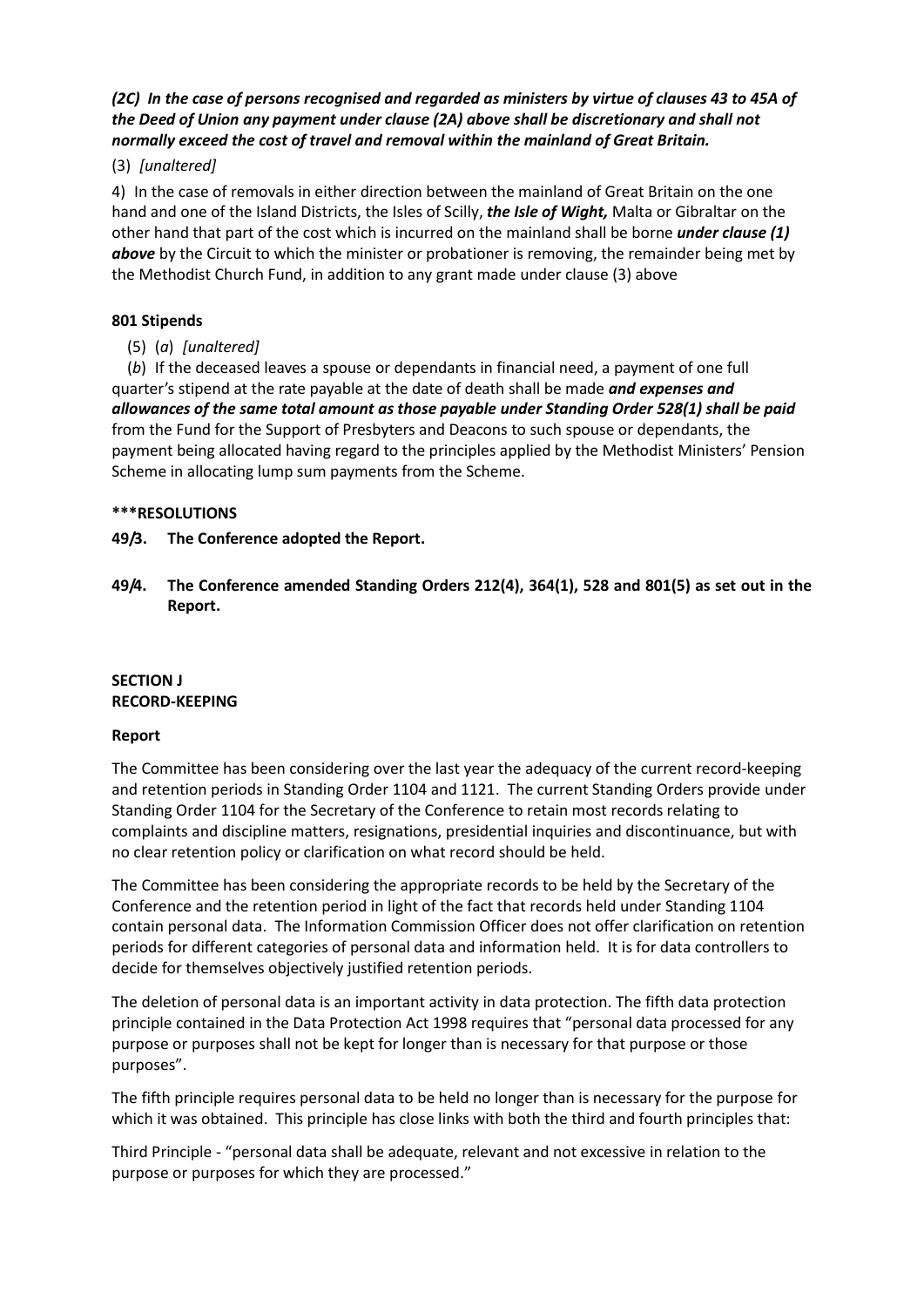***(2C) In the case of persons recognised and regarded as ministers by virtue of clauses 43 to 45A of the Deed of Union any payment under clause (2A) above shall be discretionary and shall not normally exceed the cost of travel and removal within the mainland of Great Britain.***

(3) *[unaltered]*

4) In the case of removals in either direction between the mainland of Great Britain on the one hand and one of the Island Districts, the Isles of Scilly, ***the Isle of Wight,*** Malta or Gibraltar on the other hand that part of the cost which is incurred on the mainland shall be borne ***under clause (1) above*** by the Circuit to which the minister or probationer is removing, the remainder being met by the Methodist Church Fund, in addition to any grant made under clause (3) above

**801 Stipends**

(5) (*a*) *[unaltered]*

(*b*) If the deceased leaves a spouse or dependants in financial need, a payment of one full quarter's stipend at the rate payable at the date of death shall be made ***and expenses and allowances of the same total amount as those payable under Standing Order 528(1) shall be paid*** from the Fund for the Support of Presbyters and Deacons to such spouse or dependants, the payment being allocated having regard to the principles applied by the Methodist Ministers' Pension Scheme in allocating lump sum payments from the Scheme.

**\*\*\*RESOLUTIONS**

**49/3. The Conference adopted the Report.**

**49/4. The Conference amended Standing Orders 212(4), 364(1), 528 and 801(5) as set out in the Report.**

**SECTION J**
**RECORD-KEEPING**

**Report**

The Committee has been considering over the last year the adequacy of the current record-keeping and retention periods in Standing Order 1104 and 1121. The current Standing Orders provide under Standing Order 1104 for the Secretary of the Conference to retain most records relating to complaints and discipline matters, resignations, presidential inquiries and discontinuance, but with no clear retention policy or clarification on what record should be held.

The Committee has been considering the appropriate records to be held by the Secretary of the Conference and the retention period in light of the fact that records held under Standing 1104 contain personal data. The Information Commission Officer does not offer clarification on retention periods for different categories of personal data and information held. It is for data controllers to decide for themselves objectively justified retention periods.

The deletion of personal data is an important activity in data protection. The fifth data protection principle contained in the Data Protection Act 1998 requires that "personal data processed for any purpose or purposes shall not be kept for longer than is necessary for that purpose or those purposes".

The fifth principle requires personal data to be held no longer than is necessary for the purpose for which it was obtained. This principle has close links with both the third and fourth principles that:

Third Principle - "personal data shall be adequate, relevant and not excessive in relation to the purpose or purposes for which they are processed."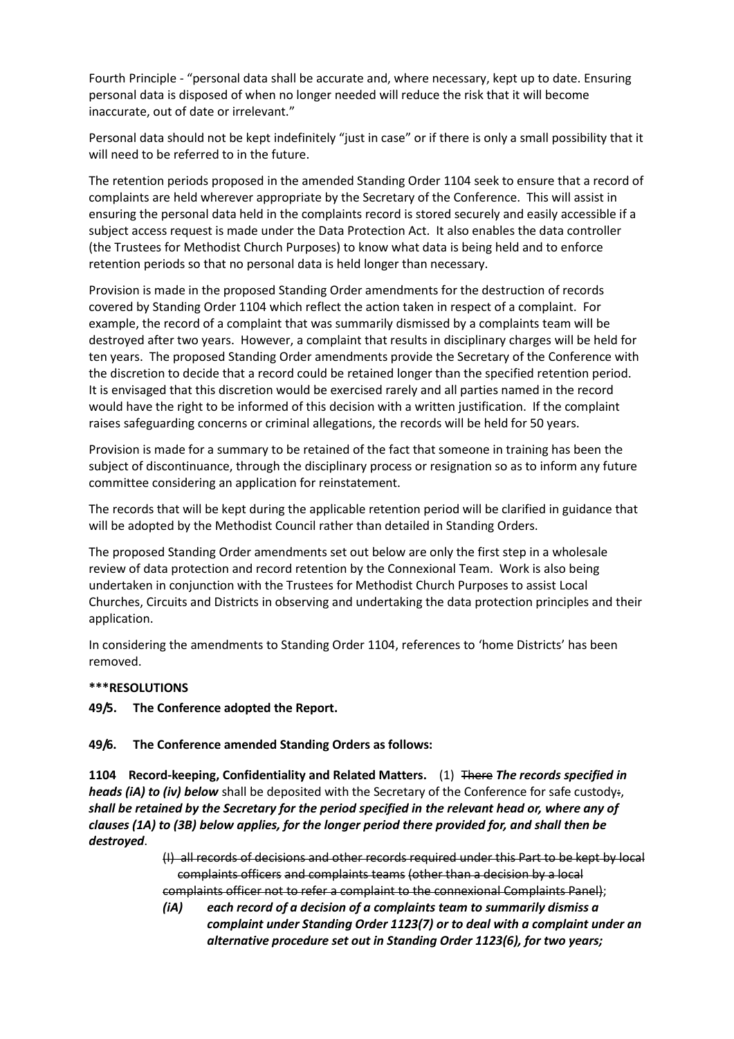Fourth Principle - "personal data shall be accurate and, where necessary, kept up to date. Ensuring personal data is disposed of when no longer needed will reduce the risk that it will become inaccurate, out of date or irrelevant."

Personal data should not be kept indefinitely "just in case" or if there is only a small possibility that it will need to be referred to in the future.

The retention periods proposed in the amended Standing Order 1104 seek to ensure that a record of complaints are held wherever appropriate by the Secretary of the Conference. This will assist in ensuring the personal data held in the complaints record is stored securely and easily accessible if a subject access request is made under the Data Protection Act. It also enables the data controller (the Trustees for Methodist Church Purposes) to know what data is being held and to enforce retention periods so that no personal data is held longer than necessary.

Provision is made in the proposed Standing Order amendments for the destruction of records covered by Standing Order 1104 which reflect the action taken in respect of a complaint. For example, the record of a complaint that was summarily dismissed by a complaints team will be destroyed after two years. However, a complaint that results in disciplinary charges will be held for ten years. The proposed Standing Order amendments provide the Secretary of the Conference with the discretion to decide that a record could be retained longer than the specified retention period. It is envisaged that this discretion would be exercised rarely and all parties named in the record would have the right to be informed of this decision with a written justification. If the complaint raises safeguarding concerns or criminal allegations, the records will be held for 50 years.

Provision is made for a summary to be retained of the fact that someone in training has been the subject of discontinuance, through the disciplinary process or resignation so as to inform any future committee considering an application for reinstatement.

The records that will be kept during the applicable retention period will be clarified in guidance that will be adopted by the Methodist Council rather than detailed in Standing Orders.

The proposed Standing Order amendments set out below are only the first step in a wholesale review of data protection and record retention by the Connexional Team. Work is also being undertaken in conjunction with the Trustees for Methodist Church Purposes to assist Local Churches, Circuits and Districts in observing and undertaking the data protection principles and their application.

In considering the amendments to Standing Order 1104, references to 'home Districts' has been removed.

**\*\*\*RESOLUTIONS**

**49/5. The Conference adopted the Report.**

**49/6. The Conference amended Standing Orders as follows:**

**1104 Record-keeping, Confidentiality and Related Matters.** (1) ~~There~~ ***The records specified in heads (iA) to (iv) below*** shall be deposited with the Secretary of the Conference for safe custody~~:~~, ***shall be retained by the Secretary for the period specified in the relevant head or, where any of clauses (1A) to (3B) below applies, for the longer period there provided for, and shall then be destroyed***.

> ~~(I) all records of decisions and other records required under this Part to be kept by local complaints officers~~ ~~and complaints teams~~ ~~(other than a decision by a local complaints officer not to refer a complaint to the connexional Complaints Panel)~~;
>
> ***(iA) each record of a decision of a complaints team to summarily dismiss a complaint under Standing Order 1123(7) or to deal with a complaint under an alternative procedure set out in Standing Order 1123(6), for two years;***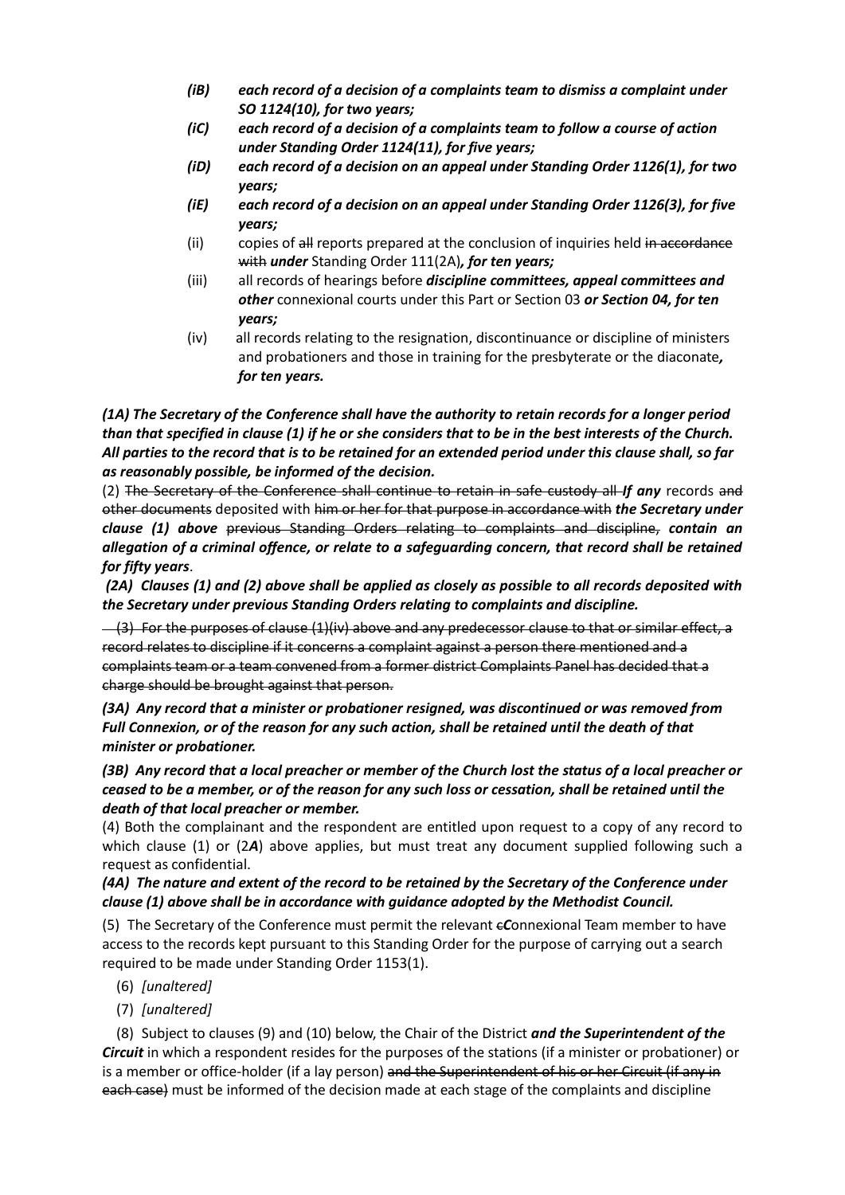- *(iB)* ***each record of a decision of a complaints team to dismiss a complaint under SO 1124(10), for two years;***
- *(iC)* ***each record of a decision of a complaints team to follow a course of action under Standing Order 1124(11), for five years;***
- *(iD)* ***each record of a decision on an appeal under Standing Order 1126(1), for two years;***
- *(iE)* ***each record of a decision on an appeal under Standing Order 1126(3), for five years;***
- (ii) copies of ~~all~~ reports prepared at the conclusion of inquiries held ~~in accordance with~~ ***under*** Standing Order 111(2A)***, for ten years;***
- (iii) all records of hearings before ***discipline committees, appeal committees and other*** connexional courts under this Part or Section 03 ***or Section 04, for ten years;***
- (iv) all records relating to the resignation, discontinuance or discipline of ministers and probationers and those in training for the presbyterate or the diaconate***, for ten years.***

***(1A) The Secretary of the Conference shall have the authority to retain records for a longer period than that specified in clause (1) if he or she considers that to be in the best interests of the Church. All parties to the record that is to be retained for an extended period under this clause shall, so far as reasonably possible, be informed of the decision.***

(2) ~~The Secretary of the Conference shall continue to retain in safe custody all~~ ***If any*** records ~~and other documents~~ deposited with ~~him or her for that purpose in accordance with~~ ***the Secretary under clause (1) above*** ~~previous Standing Orders relating to complaints and discipline,~~ ***contain an allegation of a criminal offence, or relate to a safeguarding concern, that record shall be retained for fifty years***.

***(2A) Clauses (1) and (2) above shall be applied as closely as possible to all records deposited with the Secretary under previous Standing Orders relating to complaints and discipline.***

~~(3) For the purposes of clause (1)(iv) above and any predecessor clause to that or similar effect, a record relates to discipline if it concerns a complaint against a person there mentioned and a complaints team or a team convened from a former district Complaints Panel has decided that a charge should be brought against that person.~~

***(3A) Any record that a minister or probationer resigned, was discontinued or was removed from Full Connexion, or of the reason for any such action, shall be retained until the death of that minister or probationer.***

***(3B) Any record that a local preacher or member of the Church lost the status of a local preacher or ceased to be a member, or of the reason for any such loss or cessation, shall be retained until the death of that local preacher or member.***

(4) Both the complainant and the respondent are entitled upon request to a copy of any record to which clause (1) or (2***A***) above applies, but must treat any document supplied following such a request as confidential.

***(4A) The nature and extent of the record to be retained by the Secretary of the Conference under clause (1) above shall be in accordance with guidance adopted by the Methodist Council.***

(5) The Secretary of the Conference must permit the relevant ~~c~~***C***onnexional Team member to have access to the records kept pursuant to this Standing Order for the purpose of carrying out a search required to be made under Standing Order 1153(1).

(6) *[unaltered]*

(7) *[unaltered]*

(8) Subject to clauses (9) and (10) below, the Chair of the District ***and the Superintendent of the Circuit*** in which a respondent resides for the purposes of the stations (if a minister or probationer) or is a member or office-holder (if a lay person) ~~and the Superintendent of his or her Circuit (if any in each case)~~ must be informed of the decision made at each stage of the complaints and discipline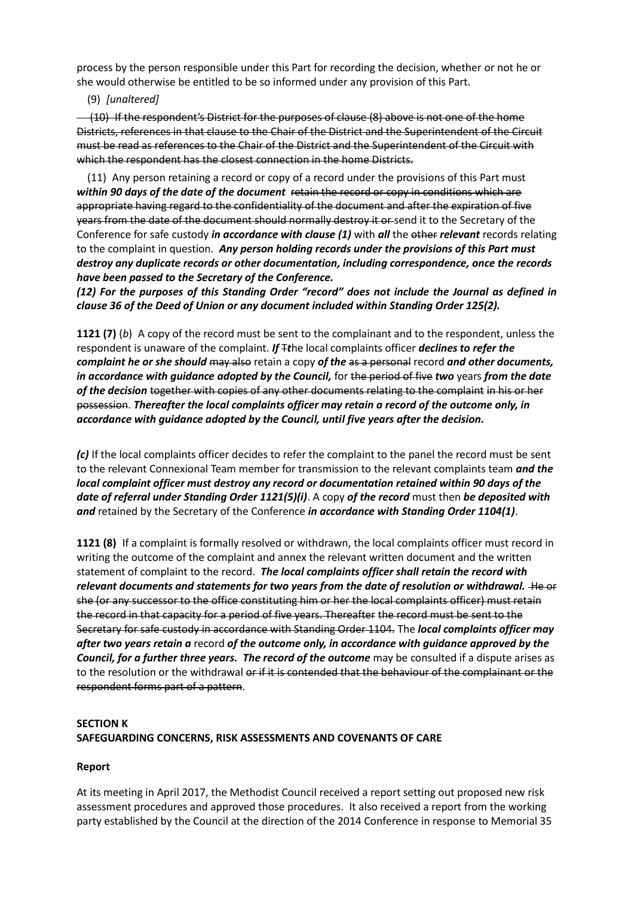process by the person responsible under this Part for recording the decision, whether or not he or she would otherwise be entitled to be so informed under any provision of this Part.

(9) *[unaltered]*

~~(10) If the respondent's District for the purposes of clause (8) above is not one of the home Districts, references in that clause to the Chair of the District and the Superintendent of the Circuit must be read as references to the Chair of the District and the Superintendent of the Circuit with which the respondent has the closest connection in the home Districts.~~

(11) Any person retaining a record or copy of a record under the provisions of this Part must ***within 90 days of the date of the document*** ~~retain the record or copy in conditions which are appropriate having regard to the confidentiality of the document and after the expiration of five years from the date of the document should normally destroy it or~~ send it to the Secretary of the Conference for safe custody ***in accordance with clause (1)*** with ***all*** the ~~other~~ ***relevant*** records relating to the complaint in question. ***Any person holding records under the provisions of this Part must destroy any duplicate records or other documentation, including correspondence, once the records have been passed to the Secretary of the Conference.***

***(12) For the purposes of this Standing Order "record" does not include the Journal as defined in clause 36 of the Deed of Union or any document included within Standing Order 125(2).***

**1121 (7)** (*b*) A copy of the record must be sent to the complainant and to the respondent, unless the respondent is unaware of the complaint. ***If*** ~~T~~***t***he local complaints officer ***declines to refer the complaint he or she should*** ~~may also~~ retain a copy ***of the*** ~~as a personal~~ record ***and other documents, in accordance with guidance adopted by the Council,*** for ~~the period of five~~ ***two*** years ***from the date of the decision*** ~~together with copies of any other documents relating to the complaint in his or her possession~~. ***Thereafter the local complaints officer may retain a record of the outcome only, in accordance with guidance adopted by the Council, until five years after the decision.***

***(c)*** If the local complaints officer decides to refer the complaint to the panel the record must be sent to the relevant Connexional Team member for transmission to the relevant complaints team ***and the local complaint officer must destroy any record or documentation retained within 90 days of the date of referral under Standing Order 1121(5)(i)***. A copy ***of the record*** must then ***be deposited with and*** retained by the Secretary of the Conference ***in accordance with Standing Order 1104(1)***.

**1121 (8)** If a complaint is formally resolved or withdrawn, the local complaints officer must record in writing the outcome of the complaint and annex the relevant written document and the written statement of complaint to the record. ***The local complaints officer shall retain the record with relevant documents and statements for two years from the date of resolution or withdrawal.*** ~~He or she (or any successor to the office constituting him or her the local complaints officer) must retain the record in that capacity for a period of five years. Thereafter the record must be sent to the Secretary for safe custody in accordance with Standing Order 1104.~~ The ***local complaints officer may after two years retain a*** record ***of the outcome only, in accordance with guidance approved by the Council, for a further three years. The record of the outcome*** may be consulted if a dispute arises as to the resolution or the withdrawal ~~or if it is contended that the behaviour of the complainant or the respondent forms part of a pattern~~.

## SECTION K
## SAFEGUARDING CONCERNS, RISK ASSESSMENTS AND COVENANTS OF CARE

### Report

At its meeting in April 2017, the Methodist Council received a report setting out proposed new risk assessment procedures and approved those procedures. It also received a report from the working party established by the Council at the direction of the 2014 Conference in response to Memorial 35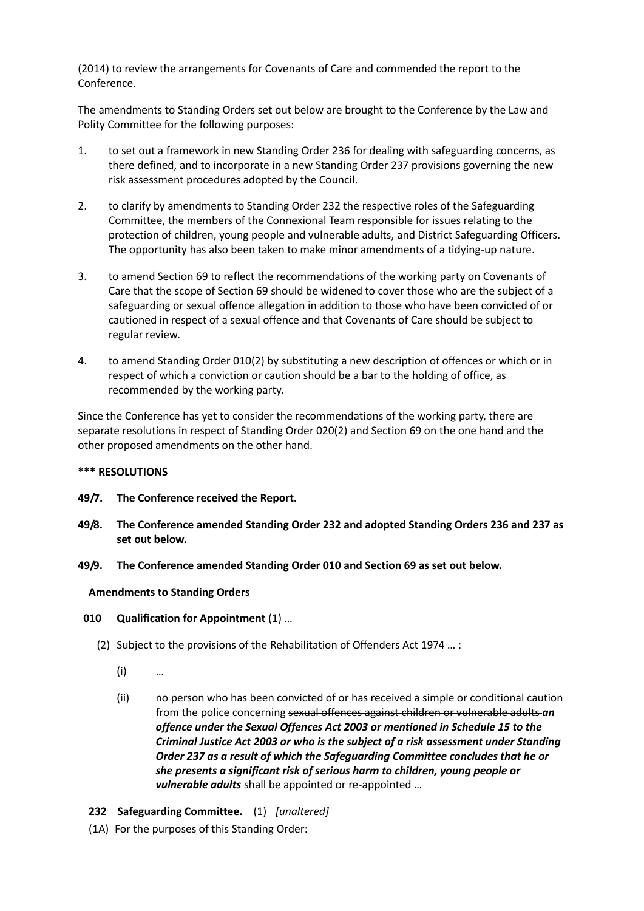(2014) to review the arrangements for Covenants of Care and commended the report to the Conference.

The amendments to Standing Orders set out below are brought to the Conference by the Law and Polity Committee for the following purposes:

1. to set out a framework in new Standing Order 236 for dealing with safeguarding concerns, as there defined, and to incorporate in a new Standing Order 237 provisions governing the new risk assessment procedures adopted by the Council.
2. to clarify by amendments to Standing Order 232 the respective roles of the Safeguarding Committee, the members of the Connexional Team responsible for issues relating to the protection of children, young people and vulnerable adults, and District Safeguarding Officers. The opportunity has also been taken to make minor amendments of a tidying-up nature.
3. to amend Section 69 to reflect the recommendations of the working party on Covenants of Care that the scope of Section 69 should be widened to cover those who are the subject of a safeguarding or sexual offence allegation in addition to those who have been convicted of or cautioned in respect of a sexual offence and that Covenants of Care should be subject to regular review.
4. to amend Standing Order 010(2) by substituting a new description of offences or which or in respect of which a conviction or caution should be a bar to the holding of office, as recommended by the working party.

Since the Conference has yet to consider the recommendations of the working party, there are separate resolutions in respect of Standing Order 020(2) and Section 69 on the one hand and the other proposed amendments on the other hand.

**\*\*\* RESOLUTIONS**

**49/7. The Conference received the Report.**

**49/8. The Conference amended Standing Order 232 and adopted Standing Orders 236 and 237 as set out below.**

**49/9. The Conference amended Standing Order 010 and Section 69 as set out below.**

**Amendments to Standing Orders**

**010 Qualification for Appointment** (1) …

(2) Subject to the provisions of the Rehabilitation of Offenders Act 1974 … :

(i) …

(ii) no person who has been convicted of or has received a simple or conditional caution from the police concerning ~~sexual offences against children or vulnerable adults~~ ***an offence under the Sexual Offences Act 2003 or mentioned in Schedule 15 to the Criminal Justice Act 2003 or who is the subject of a risk assessment under Standing Order 237 as a result of which the Safeguarding Committee concludes that he or she presents a significant risk of serious harm to children, young people or vulnerable adults*** shall be appointed or re-appointed …

**232 Safeguarding Committee.** (1) *[unaltered]*

(1A) For the purposes of this Standing Order: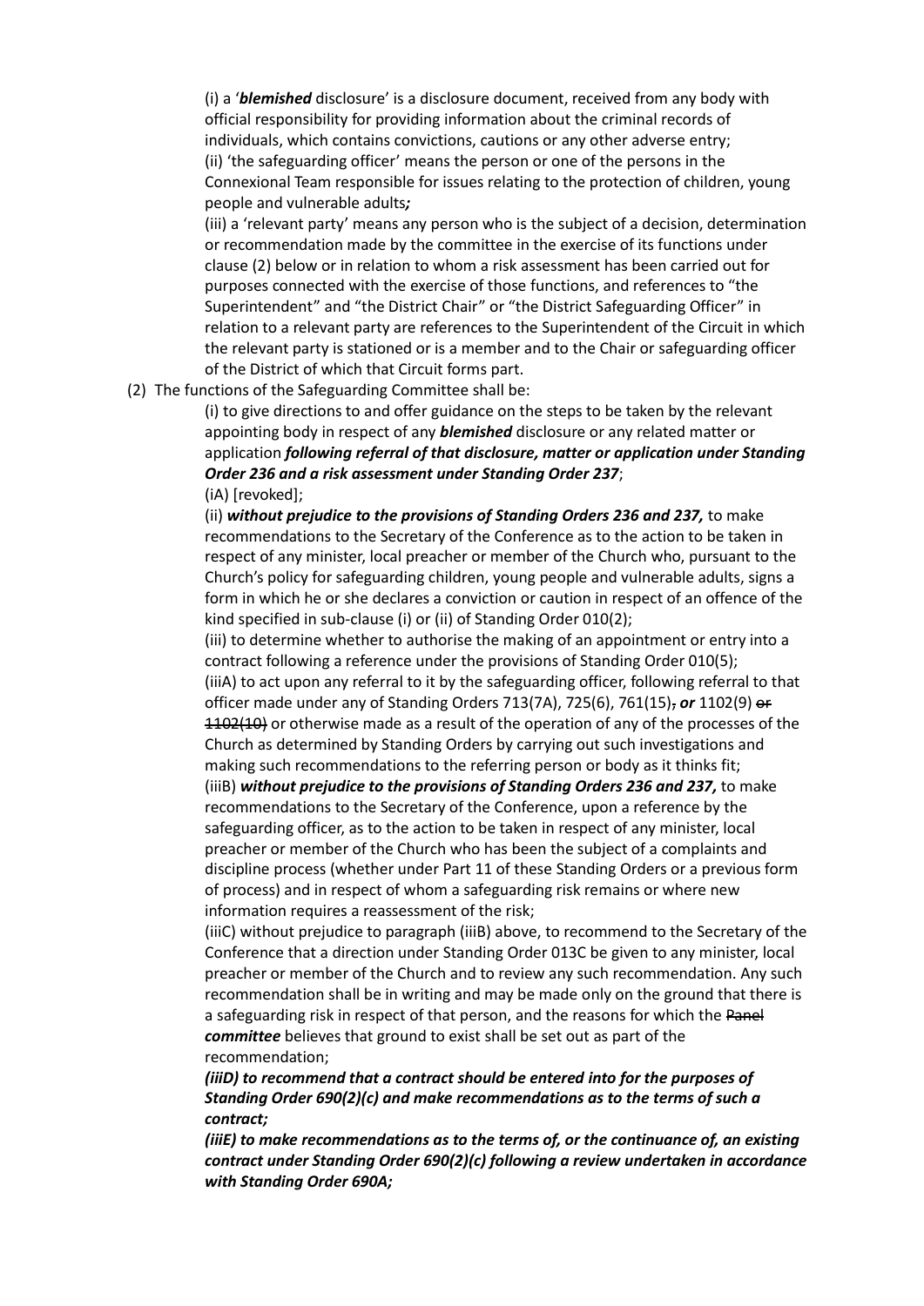(i) a '***blemished*** disclosure' is a disclosure document, received from any body with official responsibility for providing information about the criminal records of individuals, which contains convictions, cautions or any other adverse entry;

(ii) 'the safeguarding officer' means the person or one of the persons in the Connexional Team responsible for issues relating to the protection of children, young people and vulnerable adults***;***

(iii) a 'relevant party' means any person who is the subject of a decision, determination or recommendation made by the committee in the exercise of its functions under clause (2) below or in relation to whom a risk assessment has been carried out for purposes connected with the exercise of those functions, and references to "the Superintendent" and "the District Chair" or "the District Safeguarding Officer" in relation to a relevant party are references to the Superintendent of the Circuit in which the relevant party is stationed or is a member and to the Chair or safeguarding officer of the District of which that Circuit forms part.

(2) The functions of the Safeguarding Committee shall be:

(i) to give directions to and offer guidance on the steps to be taken by the relevant appointing body in respect of any ***blemished*** disclosure or any related matter or application ***following referral of that disclosure, matter or application under Standing Order 236 and a risk assessment under Standing Order 237***;

(iA) [revoked];

(ii) ***without prejudice to the provisions of Standing Orders 236 and 237,*** to make recommendations to the Secretary of the Conference as to the action to be taken in respect of any minister, local preacher or member of the Church who, pursuant to the Church's policy for safeguarding children, young people and vulnerable adults, signs a form in which he or she declares a conviction or caution in respect of an offence of the kind specified in sub-clause (i) or (ii) of Standing Order 010(2);

(iii) to determine whether to authorise the making of an appointment or entry into a contract following a reference under the provisions of Standing Order 010(5);

(iiiA) to act upon any referral to it by the safeguarding officer, following referral to that officer made under any of Standing Orders 713(7A), 725(6), 761(15)~~,~~ ***or*** 1102(9) ~~or 1102(10)~~ or otherwise made as a result of the operation of any of the processes of the Church as determined by Standing Orders by carrying out such investigations and making such recommendations to the referring person or body as it thinks fit;

(iiiB) ***without prejudice to the provisions of Standing Orders 236 and 237,*** to make recommendations to the Secretary of the Conference, upon a reference by the safeguarding officer, as to the action to be taken in respect of any minister, local preacher or member of the Church who has been the subject of a complaints and discipline process (whether under Part 11 of these Standing Orders or a previous form of process) and in respect of whom a safeguarding risk remains or where new information requires a reassessment of the risk;

(iiiC) without prejudice to paragraph (iiiB) above, to recommend to the Secretary of the Conference that a direction under Standing Order 013C be given to any minister, local preacher or member of the Church and to review any such recommendation. Any such recommendation shall be in writing and may be made only on the ground that there is a safeguarding risk in respect of that person, and the reasons for which the ~~Panel~~ ***committee*** believes that ground to exist shall be set out as part of the recommendation;

***(iiiD) to recommend that a contract should be entered into for the purposes of Standing Order 690(2)(c) and make recommendations as to the terms of such a contract;***

***(iiiE) to make recommendations as to the terms of, or the continuance of, an existing contract under Standing Order 690(2)(c) following a review undertaken in accordance with Standing Order 690A;***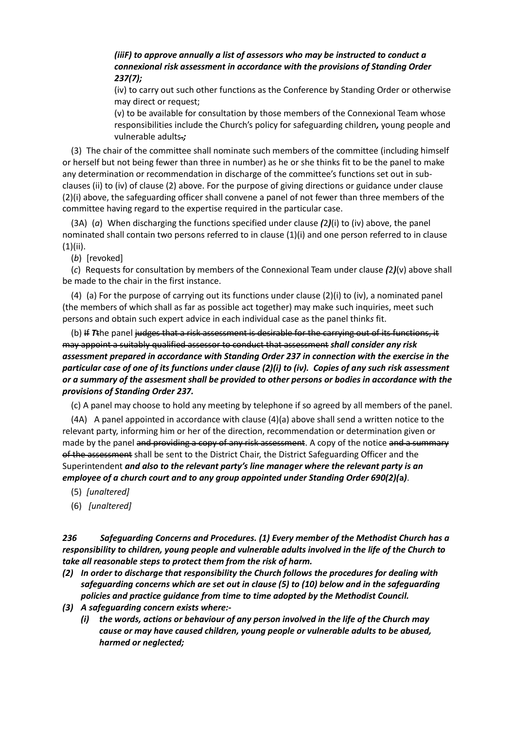***(iiiF) to approve annually a list of assessors who may be instructed to conduct a connexional risk assessment in accordance with the provisions of Standing Order 237(7);***

(iv) to carry out such other functions as the Conference by Standing Order or otherwise may direct or request;

(v) to be available for consultation by those members of the Connexional Team whose responsibilities include the Church's policy for safeguarding children***,*** young people and vulnerable adults~~.~~***;***

(3) The chair of the committee shall nominate such members of the committee (including himself or herself but not being fewer than three in number) as he or she thinks fit to be the panel to make any determination or recommendation in discharge of the committee's functions set out in sub-clauses (ii) to (iv) of clause (2) above. For the purpose of giving directions or guidance under clause (2)(i) above, the safeguarding officer shall convene a panel of not fewer than three members of the committee having regard to the expertise required in the particular case.

(3A) (*a*) When discharging the functions specified under clause ***(***2***)***(i) to (iv) above, the panel nominated shall contain two persons referred to in clause (1)(i) and one person referred to in clause (1)(ii).

(*b*) [revoked]

(*c*) Requests for consultation by members of the Connexional Team under clause ***(***2***)***(v) above shall be made to the chair in the first instance.

(4) (a) For the purpose of carrying out its functions under clause (2)(i) to (iv), a nominated panel (the members of which shall as far as possible act together) may make such inquiries, meet such persons and obtain such expert advice in each individual case as the panel thinks fit.

(b) ~~If~~ ***T***~~t~~he panel ~~judges that a risk assessment is desirable for the carrying out of its functions, it may appoint a suitably qualified assessor to conduct that assessment~~ ***shall consider any risk assessment prepared in accordance with Standing Order 237 in connection with the exercise in the particular case of one of its functions under clause (2)(i) to (iv). Copies of any such risk assessment or a summary of the assesment shall be provided to other persons or bodies in accordance with the provisions of Standing Order 237.***

(c) A panel may choose to hold any meeting by telephone if so agreed by all members of the panel.

(4A) A panel appointed in accordance with clause (4)(a) above shall send a written notice to the relevant party, informing him or her of the direction, recommendation or determination given or made by the panel ~~and providing a copy of any risk assessment~~. A copy of the notice ~~and a summary of the assessment~~ shall be sent to the District Chair, the District Safeguarding Officer and the Superintendent ***and also to the relevant party's line manager where the relevant party is an employee of a church court and to any group appointed under Standing Order 690(2)(a)***.

(5) *[unaltered]*

(6) *[unaltered]*

***236 Safeguarding Concerns and Procedures. (1) Every member of the Methodist Church has a responsibility to children, young people and vulnerable adults involved in the life of the Church to take all reasonable steps to protect them from the risk of harm.***

***(2) In order to discharge that responsibility the Church follows the procedures for dealing with safeguarding concerns which are set out in clause (5) to (10) below and in the safeguarding policies and practice guidance from time to time adopted by the Methodist Council.***

***(3) A safeguarding concern exists where:-***

***(i) the words, actions or behaviour of any person involved in the life of the Church may cause or may have caused children, young people or vulnerable adults to be abused, harmed or neglected;***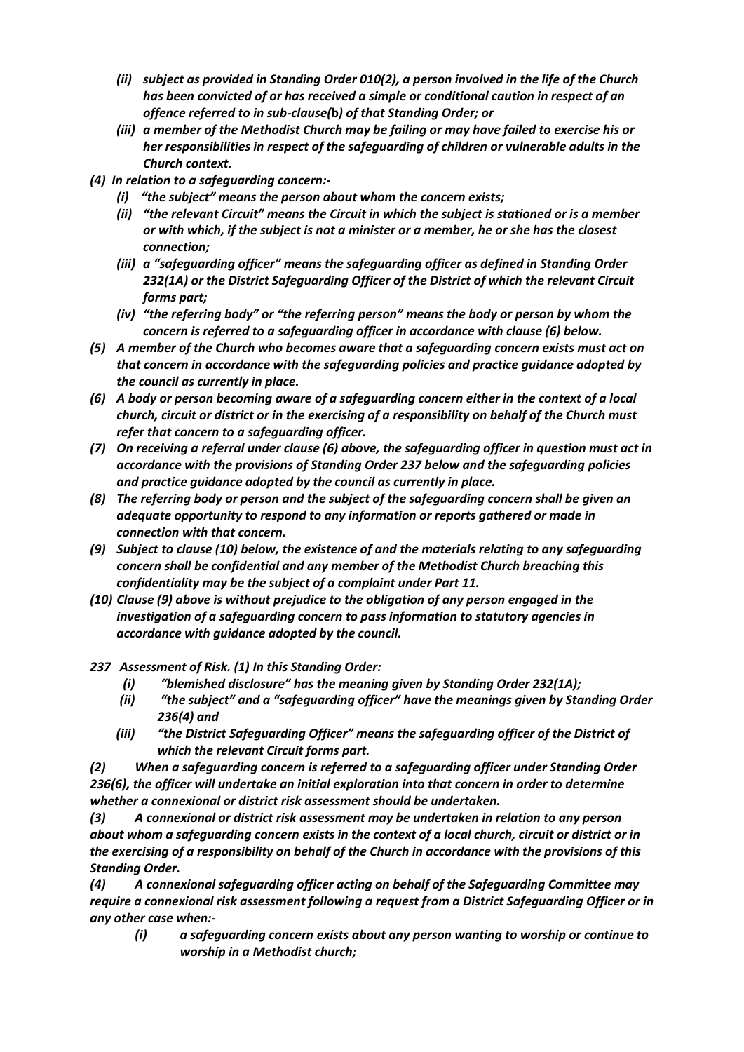- *(ii) subject as provided in Standing Order 010(2), a person involved in the life of the Church has been convicted of or has received a simple or conditional caution in respect of an offence referred to in sub-clause(b) of that Standing Order; or*
- *(iii) a member of the Methodist Church may be failing or may have failed to exercise his or her responsibilities in respect of the safeguarding of children or vulnerable adults in the Church context.*

*(4) In relation to a safeguarding concern:-*

- *(i) "the subject" means the person about whom the concern exists;*
- *(ii) "the relevant Circuit" means the Circuit in which the subject is stationed or is a member or with which, if the subject is not a minister or a member, he or she has the closest connection;*
- *(iii) a "safeguarding officer" means the safeguarding officer as defined in Standing Order 232(1A) or the District Safeguarding Officer of the District of which the relevant Circuit forms part;*
- *(iv) "the referring body" or "the referring person" means the body or person by whom the concern is referred to a safeguarding officer in accordance with clause (6) below.*

*(5) A member of the Church who becomes aware that a safeguarding concern exists must act on that concern in accordance with the safeguarding policies and practice guidance adopted by the council as currently in place.*

*(6) A body or person becoming aware of a safeguarding concern either in the context of a local church, circuit or district or in the exercising of a responsibility on behalf of the Church must refer that concern to a safeguarding officer.*

*(7) On receiving a referral under clause (6) above, the safeguarding officer in question must act in accordance with the provisions of Standing Order 237 below and the safeguarding policies and practice guidance adopted by the council as currently in place.*

*(8) The referring body or person and the subject of the safeguarding concern shall be given an adequate opportunity to respond to any information or reports gathered or made in connection with that concern.*

*(9) Subject to clause (10) below, the existence of and the materials relating to any safeguarding concern shall be confidential and any member of the Methodist Church breaching this confidentiality may be the subject of a complaint under Part 11.*

*(10) Clause (9) above is without prejudice to the obligation of any person engaged in the investigation of a safeguarding concern to pass information to statutory agencies in accordance with guidance adopted by the council.*

***237 Assessment of Risk. (1) In this Standing Order:***

- ***(i) "blemished disclosure" has the meaning given by Standing Order 232(1A);***
- ***(ii) "the subject" and a "safeguarding officer" have the meanings given by Standing Order 236(4) and***
- ***(iii) "the District Safeguarding Officer" means the safeguarding officer of the District of which the relevant Circuit forms part.***

***(2) When a safeguarding concern is referred to a safeguarding officer under Standing Order 236(6), the officer will undertake an initial exploration into that concern in order to determine whether a connexional or district risk assessment should be undertaken.***

***(3) A connexional or district risk assessment may be undertaken in relation to any person about whom a safeguarding concern exists in the context of a local church, circuit or district or in the exercising of a responsibility on behalf of the Church in accordance with the provisions of this Standing Order.***

***(4) A connexional safeguarding officer acting on behalf of the Safeguarding Committee may require a connexional risk assessment following a request from a District Safeguarding Officer or in any other case when:-***

- ***(i) a safeguarding concern exists about any person wanting to worship or continue to worship in a Methodist church;***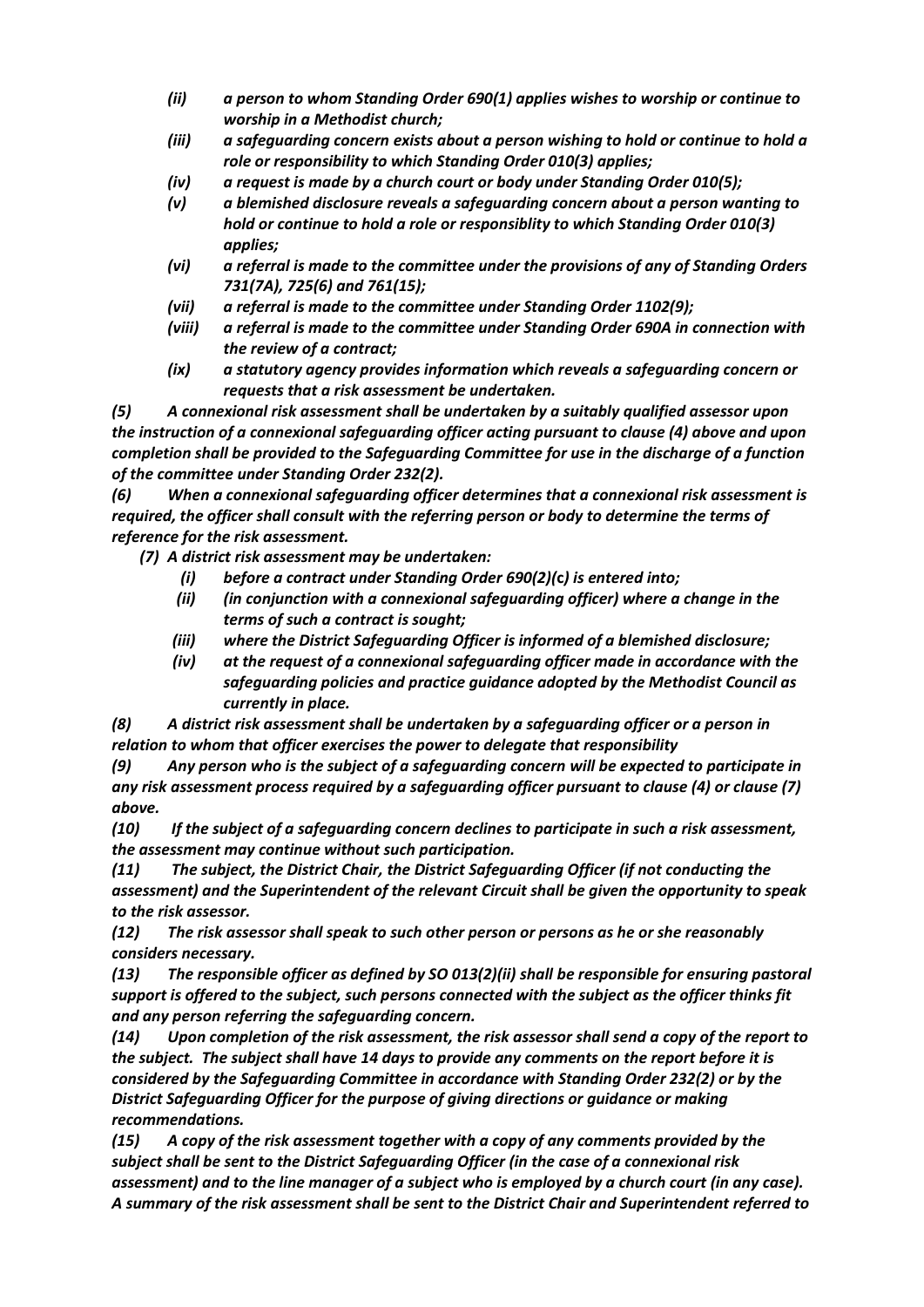- *(ii) a person to whom Standing Order 690(1) applies wishes to worship or continue to worship in a Methodist church;*
- *(iii) a safeguarding concern exists about a person wishing to hold or continue to hold a role or responsibility to which Standing Order 010(3) applies;*
- *(iv) a request is made by a church court or body under Standing Order 010(5);*
- *(v) a blemished disclosure reveals a safeguarding concern about a person wanting to hold or continue to hold a role or responsiblity to which Standing Order 010(3) applies;*
- *(vi) a referral is made to the committee under the provisions of any of Standing Orders 731(7A), 725(6) and 761(15);*
- *(vii) a referral is made to the committee under Standing Order 1102(9);*
- *(viii) a referral is made to the committee under Standing Order 690A in connection with the review of a contract;*
- *(ix) a statutory agency provides information which reveals a safeguarding concern or requests that a risk assessment be undertaken.*

***(5)** A connexional risk assessment shall be undertaken by a suitably qualified assessor upon the instruction of a connexional safeguarding officer acting pursuant to clause (4) above and upon completion shall be provided to the Safeguarding Committee for use in the discharge of a function of the committee under Standing Order 232(2).*

***(6)** When a connexional safeguarding officer determines that a connexional risk assessment is required, the officer shall consult with the referring person or body to determine the terms of reference for the risk assessment.*

***(7)** A district risk assessment may be undertaken:*

- *(i) before a contract under Standing Order 690(2)(c) is entered into;*
- *(ii) (in conjunction with a connexional safeguarding officer) where a change in the terms of such a contract is sought;*
- *(iii) where the District Safeguarding Officer is informed of a blemished disclosure;*
- *(iv) at the request of a connexional safeguarding officer made in accordance with the safeguarding policies and practice guidance adopted by the Methodist Council as currently in place.*

***(8)** A district risk assessment shall be undertaken by a safeguarding officer or a person in relation to whom that officer exercises the power to delegate that responsibility*

***(9)** Any person who is the subject of a safeguarding concern will be expected to participate in any risk assessment process required by a safeguarding officer pursuant to clause (4) or clause (7) above.*

***(10)** If the subject of a safeguarding concern declines to participate in such a risk assessment, the assessment may continue without such participation.*

***(11)** The subject, the District Chair, the District Safeguarding Officer (if not conducting the assessment) and the Superintendent of the relevant Circuit shall be given the opportunity to speak to the risk assessor.*

***(12)** The risk assessor shall speak to such other person or persons as he or she reasonably considers necessary.*

***(13)** The responsible officer as defined by SO 013(2)(ii) shall be responsible for ensuring pastoral support is offered to the subject, such persons connected with the subject as the officer thinks fit and any person referring the safeguarding concern.*

***(14)** Upon completion of the risk assessment, the risk assessor shall send a copy of the report to the subject. The subject shall have 14 days to provide any comments on the report before it is considered by the Safeguarding Committee in accordance with Standing Order 232(2) or by the District Safeguarding Officer for the purpose of giving directions or guidance or making recommendations.*

***(15)** A copy of the risk assessment together with a copy of any comments provided by the subject shall be sent to the District Safeguarding Officer (in the case of a connexional risk assessment) and to the line manager of a subject who is employed by a church court (in any case). A summary of the risk assessment shall be sent to the District Chair and Superintendent referred to*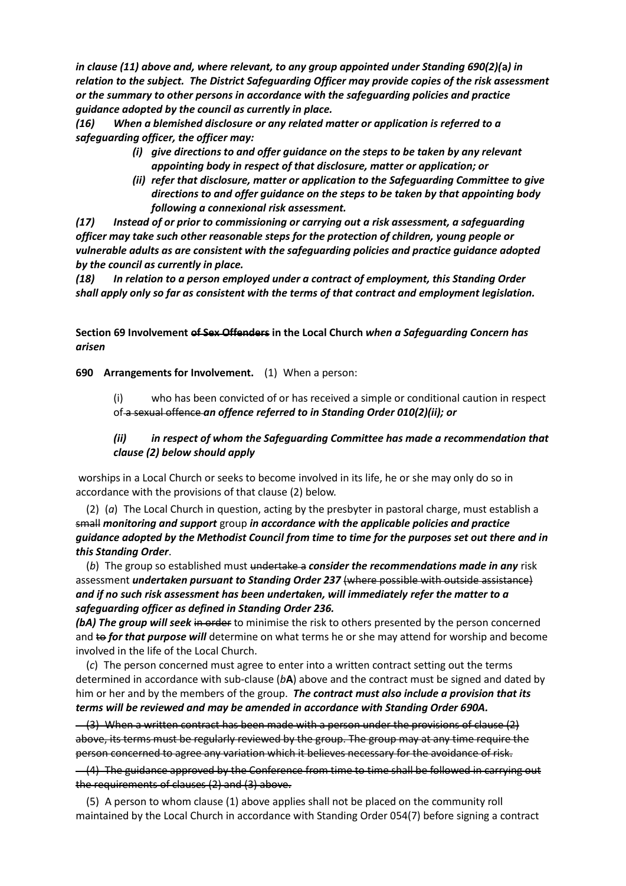***in clause (11) above and, where relevant, to any group appointed under Standing 690(2)(*a*) in relation to the subject. The District Safeguarding Officer may provide copies of the risk assessment or the summary to other persons in accordance with the safeguarding policies and practice guidance adopted by the council as currently in place.***

***(16) When a blemished disclosure or any related matter or application is referred to a safeguarding officer, the officer may:***

- ***(i) give directions to and offer guidance on the steps to be taken by any relevant appointing body in respect of that disclosure, matter or application; or***
- ***(ii) refer that disclosure, matter or application to the Safeguarding Committee to give directions to and offer guidance on the steps to be taken by that appointing body following a connexional risk assessment.***

***(17) Instead of or prior to commissioning or carrying out a risk assessment, a safeguarding officer may take such other reasonable steps for the protection of children, young people or vulnerable adults as are consistent with the safeguarding policies and practice guidance adopted by the council as currently in place.***

***(18) In relation to a person employed under a contract of employment, this Standing Order shall apply only so far as consistent with the terms of that contract and employment legislation.***

**Section 69 Involvement ~~of Sex Offenders~~ in the Local Church** ***when a Safeguarding Concern has arisen***

**690 Arrangements for Involvement.** (1) When a person:

(i) who has been convicted of or has received a simple or conditional caution in respect of ~~a sexual offence~~ ***an offence referred to in Standing Order 010(2)(ii); or***

***(ii) in respect of whom the Safeguarding Committee has made a recommendation that clause (2) below should apply***

worships in a Local Church or seeks to become involved in its life, he or she may only do so in accordance with the provisions of that clause (2) below.

(2) (*a*) The Local Church in question, acting by the presbyter in pastoral charge, must establish a ~~small~~ ***monitoring and support*** group ***in accordance with the applicable policies and practice guidance adopted by the Methodist Council from time to time for the purposes set out there and in this Standing Order***.

(*b*) The group so established must ~~undertake a~~ ***consider the recommendations made in any*** risk assessment ***undertaken pursuant to Standing Order 237*** ~~(where possible with outside assistance)~~ ***and if no such risk assessment has been undertaken, will immediately refer the matter to a safeguarding officer as defined in Standing Order 236.***

***(bA) The group will seek*** ~~in order~~ to minimise the risk to others presented by the person concerned and ~~to~~ ***for that purpose will*** determine on what terms he or she may attend for worship and become involved in the life of the Local Church.

(*c*) The person concerned must agree to enter into a written contract setting out the terms determined in accordance with sub-clause (*b***A**) above and the contract must be signed and dated by him or her and by the members of the group. ***The contract must also include a provision that its terms will be reviewed and may be amended in accordance with Standing Order 690A.***

~~(3) When a written contract has been made with a person under the provisions of clause (2) above, its terms must be regularly reviewed by the group. The group may at any time require the person concerned to agree any variation which it believes necessary for the avoidance of risk.~~

~~(4) The guidance approved by the Conference from time to time shall be followed in carrying out the requirements of clauses (2) and (3) above.~~

(5) A person to whom clause (1) above applies shall not be placed on the community roll maintained by the Local Church in accordance with Standing Order 054(7) before signing a contract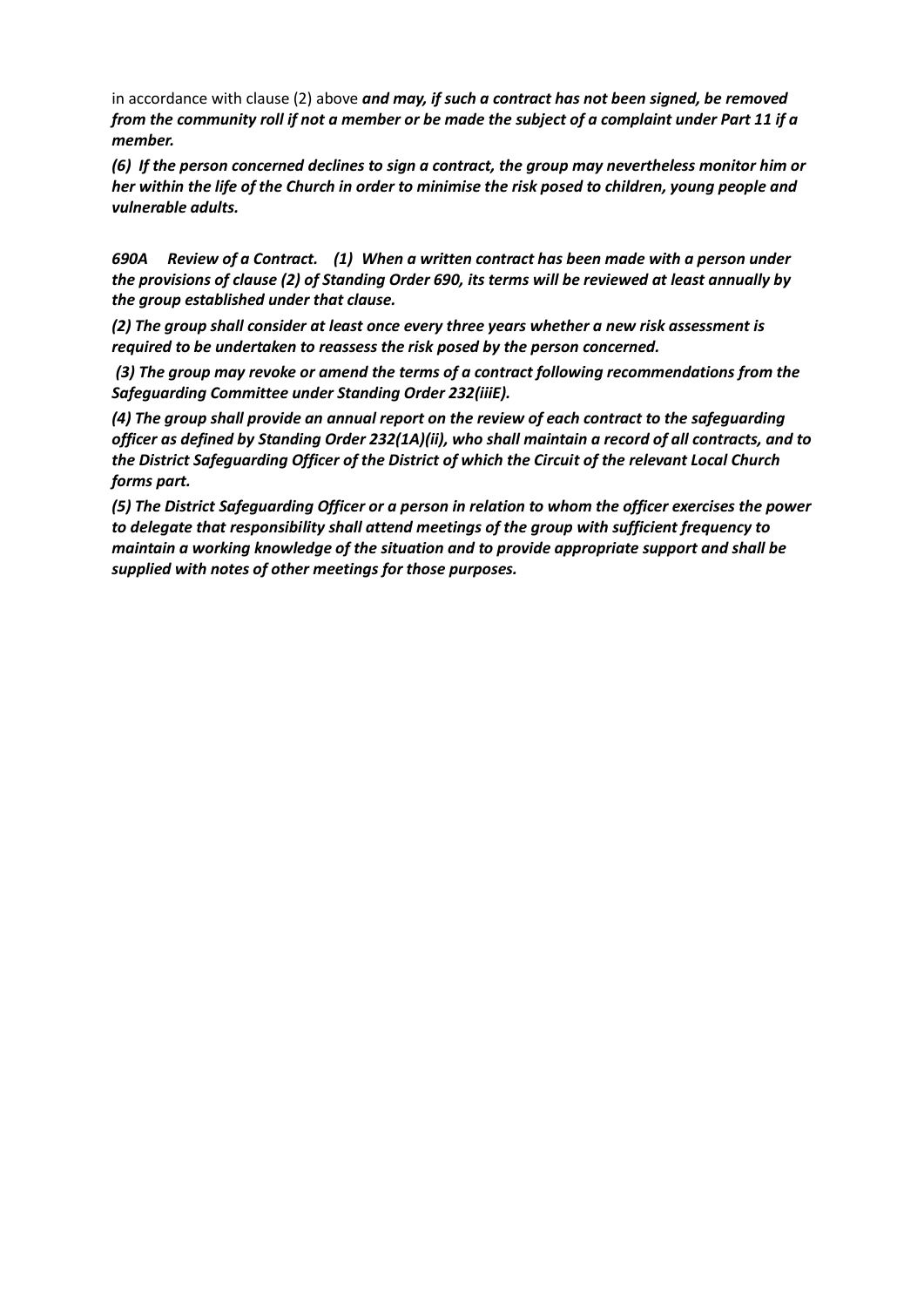in accordance with clause (2) above ***and may, if such a contract has not been signed, be removed from the community roll if not a member or be made the subject of a complaint under Part 11 if a member.***

***(6) If the person concerned declines to sign a contract, the group may nevertheless monitor him or her within the life of the Church in order to minimise the risk posed to children, young people and vulnerable adults.***

***690A Review of a Contract. (1) When a written contract has been made with a person under the provisions of clause (2) of Standing Order 690, its terms will be reviewed at least annually by the group established under that clause.***

***(2) The group shall consider at least once every three years whether a new risk assessment is required to be undertaken to reassess the risk posed by the person concerned.***

***(3) The group may revoke or amend the terms of a contract following recommendations from the Safeguarding Committee under Standing Order 232(iiiE).***

***(4) The group shall provide an annual report on the review of each contract to the safeguarding officer as defined by Standing Order 232(1A)(ii), who shall maintain a record of all contracts, and to the District Safeguarding Officer of the District of which the Circuit of the relevant Local Church forms part.***

***(5) The District Safeguarding Officer or a person in relation to whom the officer exercises the power to delegate that responsibility shall attend meetings of the group with sufficient frequency to maintain a working knowledge of the situation and to provide appropriate support and shall be supplied with notes of other meetings for those purposes.***